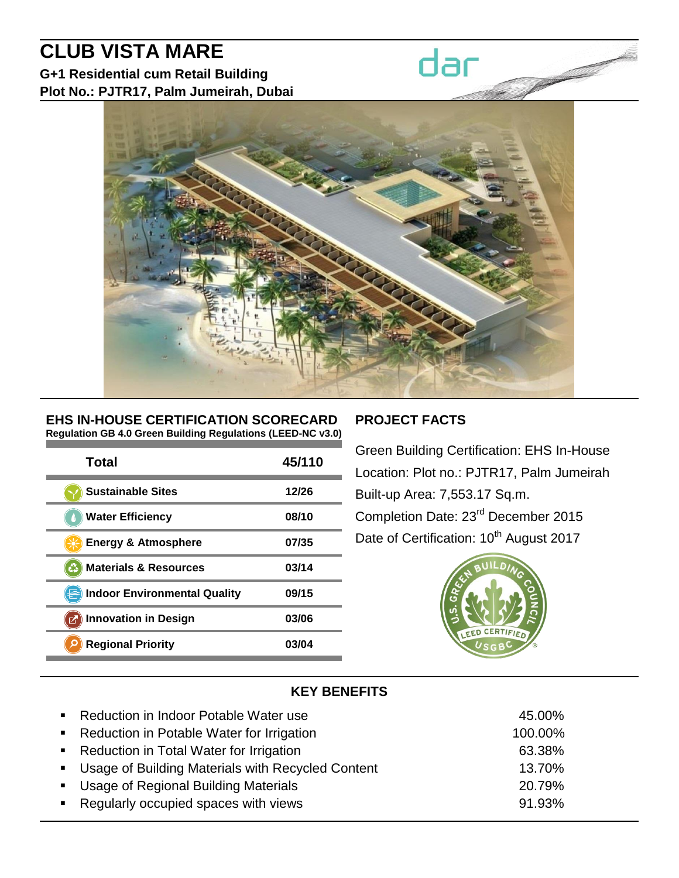# CLUB VISTA MARE

**G+1 Residential cum Retail Building**
**Plot No.: PJTR17, Palm Jumeirah, Dubai**

dar

## EHS IN-HOUSE CERTIFICATION SCORECARD

**Regulation GB 4.0 Green Building Regulations (LEED-NC v3.0)**

| Total | 45/110 |
|---|---|
| Sustainable Sites | 12/26 |
| Water Efficiency | 08/10 |
| Energy & Atmosphere | 07/35 |
| Materials & Resources | 03/14 |
| Indoor Environmental Quality | 09/15 |
| Innovation in Design | 03/06 |
| Regional Priority | 03/04 |

## PROJECT FACTS

Green Building Certification: EHS In-House
Location: Plot no.: PJTR17, Palm Jumeirah
Built-up Area: 7,553.17 Sq.m.
Completion Date: 23rd December 2015
Date of Certification: 10th August 2017

U.S. GREEN BUILDING COUNCIL LEED CERTIFIED USGBC

## KEY BENEFITS

- Reduction in Indoor Potable Water use — 45.00%
- Reduction in Potable Water for Irrigation — 100.00%
- Reduction in Total Water for Irrigation — 63.38%
- Usage of Building Materials with Recycled Content — 13.70%
- Usage of Regional Building Materials — 20.79%
- Regularly occupied spaces with views — 91.93%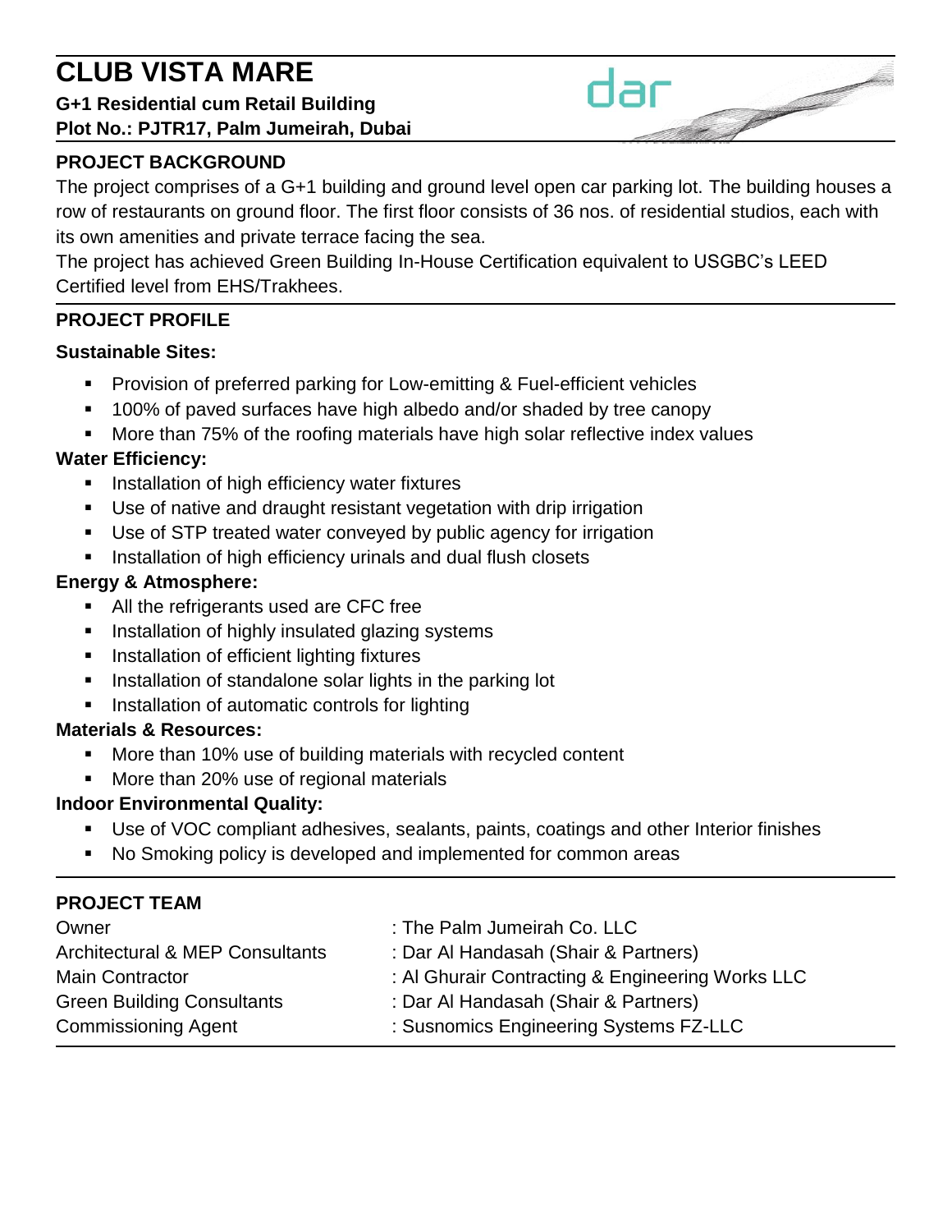# CLUB VISTA MARE

**G+1 Residential cum Retail Building**
**Plot No.: PJTR17, Palm Jumeirah, Dubai**

## PROJECT BACKGROUND

The project comprises of a G+1 building and ground level open car parking lot. The building houses a row of restaurants on ground floor. The first floor consists of 36 nos. of residential studios, each with its own amenities and private terrace facing the sea.

The project has achieved Green Building In-House Certification equivalent to USGBC's LEED Certified level from EHS/Trakhees.

## PROJECT PROFILE

**Sustainable Sites:**

- Provision of preferred parking for Low-emitting & Fuel-efficient vehicles
- 100% of paved surfaces have high albedo and/or shaded by tree canopy
- More than 75% of the roofing materials have high solar reflective index values

**Water Efficiency:**

- Installation of high efficiency water fixtures
- Use of native and draught resistant vegetation with drip irrigation
- Use of STP treated water conveyed by public agency for irrigation
- Installation of high efficiency urinals and dual flush closets

**Energy & Atmosphere:**

- All the refrigerants used are CFC free
- Installation of highly insulated glazing systems
- Installation of efficient lighting fixtures
- Installation of standalone solar lights in the parking lot
- Installation of automatic controls for lighting

**Materials & Resources:**

- More than 10% use of building materials with recycled content
- More than 20% use of regional materials

**Indoor Environmental Quality:**

- Use of VOC compliant adhesives, sealants, paints, coatings and other Interior finishes
- No Smoking policy is developed and implemented for common areas

## PROJECT TEAM

| | |
|---|---|
| Owner | : The Palm Jumeirah Co. LLC |
| Architectural & MEP Consultants | : Dar Al Handasah (Shair & Partners) |
| Main Contractor | : Al Ghurair Contracting & Engineering Works LLC |
| Green Building Consultants | : Dar Al Handasah (Shair & Partners) |
| Commissioning Agent | : Susnomics Engineering Systems FZ-LLC |